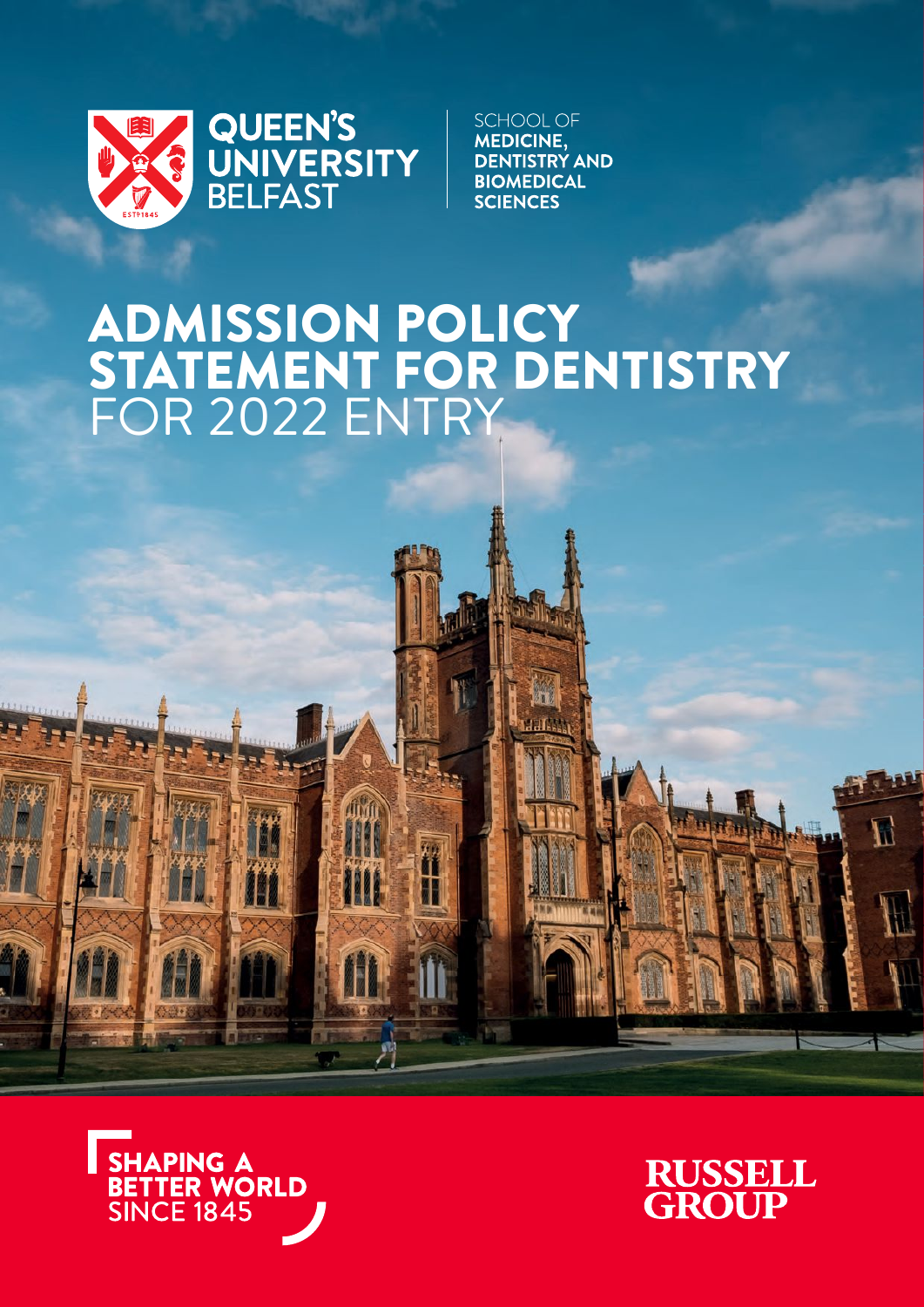QUEEN'S UNIVERSITY BELFAST

SCHOOL OF **MEDICINE, DENTISTRY AND BIOMEDICAL SCIENCES**

# ADMISSION POLICY STATEMENT FOR DENTISTRY FOR 2022 ENTRY

SHAPING A BETTER WORLD SINCE 1845

RUSSELL GROUP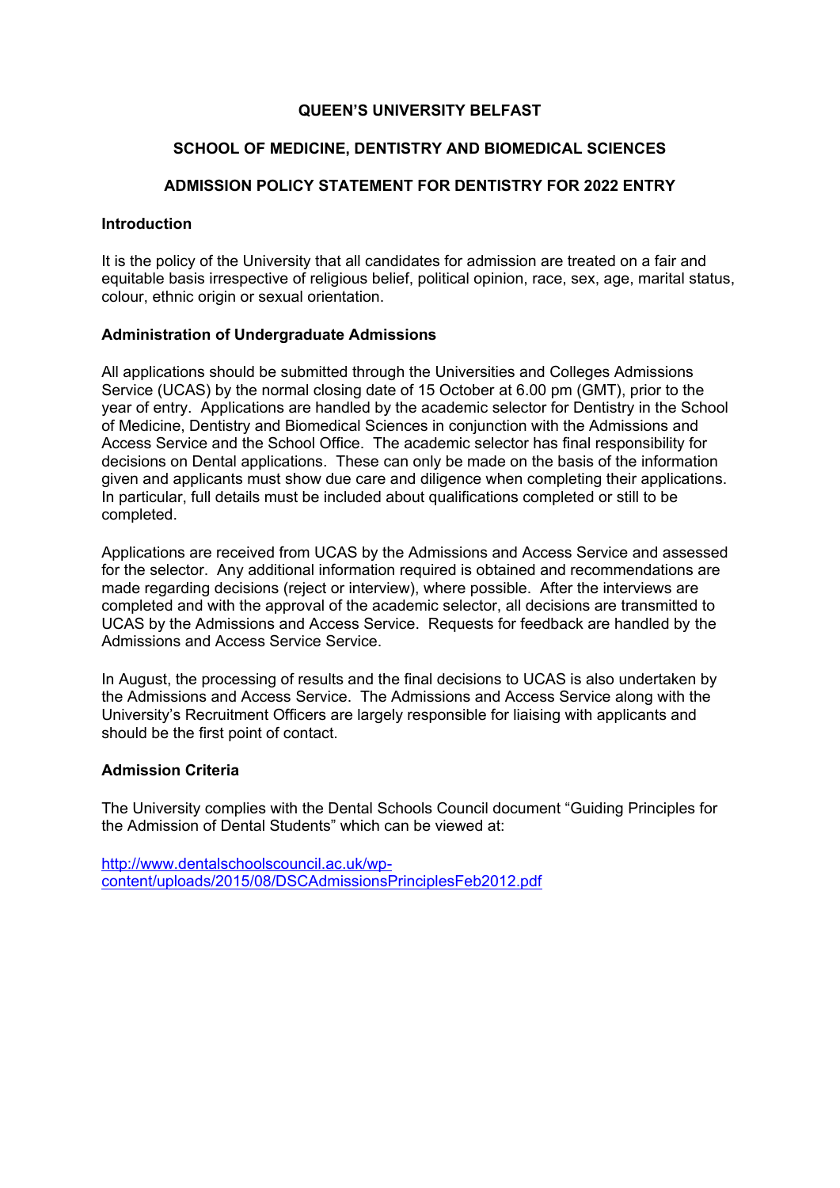**QUEEN'S UNIVERSITY BELFAST**

**SCHOOL OF MEDICINE, DENTISTRY AND BIOMEDICAL SCIENCES**

**ADMISSION POLICY STATEMENT FOR DENTISTRY FOR 2022 ENTRY**

**Introduction**

It is the policy of the University that all candidates for admission are treated on a fair and equitable basis irrespective of religious belief, political opinion, race, sex, age, marital status, colour, ethnic origin or sexual orientation.

**Administration of Undergraduate Admissions**

All applications should be submitted through the Universities and Colleges Admissions Service (UCAS) by the normal closing date of 15 October at 6.00 pm (GMT), prior to the year of entry. Applications are handled by the academic selector for Dentistry in the School of Medicine, Dentistry and Biomedical Sciences in conjunction with the Admissions and Access Service and the School Office. The academic selector has final responsibility for decisions on Dental applications. These can only be made on the basis of the information given and applicants must show due care and diligence when completing their applications. In particular, full details must be included about qualifications completed or still to be completed.

Applications are received from UCAS by the Admissions and Access Service and assessed for the selector. Any additional information required is obtained and recommendations are made regarding decisions (reject or interview), where possible. After the interviews are completed and with the approval of the academic selector, all decisions are transmitted to UCAS by the Admissions and Access Service. Requests for feedback are handled by the Admissions and Access Service Service.

In August, the processing of results and the final decisions to UCAS is also undertaken by the Admissions and Access Service. The Admissions and Access Service along with the University's Recruitment Officers are largely responsible for liaising with applicants and should be the first point of contact.

**Admission Criteria**

The University complies with the Dental Schools Council document "Guiding Principles for the Admission of Dental Students" which can be viewed at:

[http://www.dentalschoolscouncil.ac.uk/wp-content/uploads/2015/08/DSCAdmissionsPrinciplesFeb2012.pdf](http://www.dentalschoolscouncil.ac.uk/wp-content/uploads/2015/08/DSCAdmissionsPrinciplesFeb2012.pdf)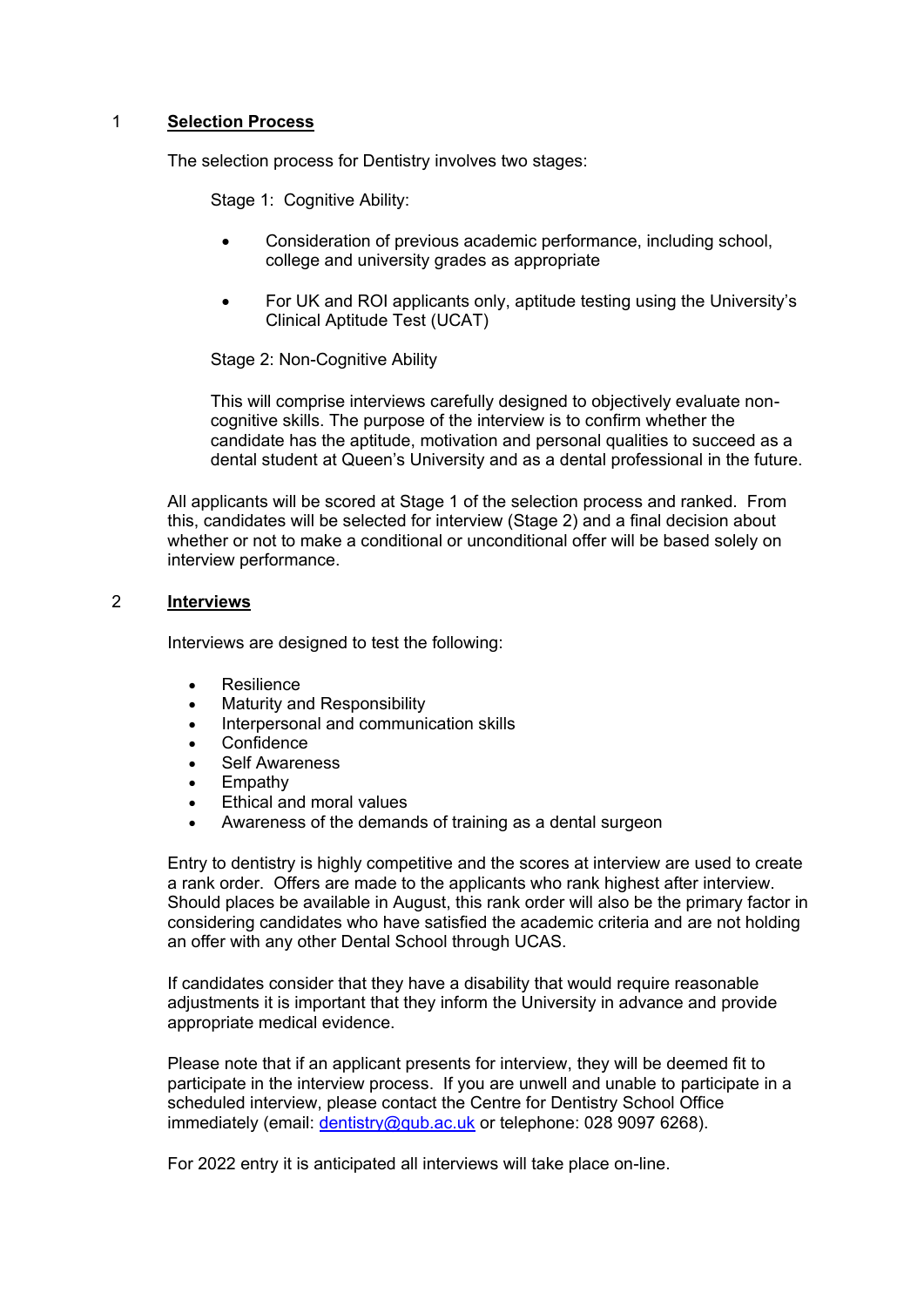## 1 **Selection Process**

The selection process for Dentistry involves two stages:

Stage 1: Cognitive Ability:

- Consideration of previous academic performance, including school, college and university grades as appropriate
- For UK and ROI applicants only, aptitude testing using the University's Clinical Aptitude Test (UCAT)

Stage 2: Non-Cognitive Ability

This will comprise interviews carefully designed to objectively evaluate non-cognitive skills. The purpose of the interview is to confirm whether the candidate has the aptitude, motivation and personal qualities to succeed as a dental student at Queen's University and as a dental professional in the future.

All applicants will be scored at Stage 1 of the selection process and ranked. From this, candidates will be selected for interview (Stage 2) and a final decision about whether or not to make a conditional or unconditional offer will be based solely on interview performance.

## 2 **Interviews**

Interviews are designed to test the following:

- Resilience
- Maturity and Responsibility
- Interpersonal and communication skills
- Confidence
- Self Awareness
- Empathy
- Ethical and moral values
- Awareness of the demands of training as a dental surgeon

Entry to dentistry is highly competitive and the scores at interview are used to create a rank order. Offers are made to the applicants who rank highest after interview. Should places be available in August, this rank order will also be the primary factor in considering candidates who have satisfied the academic criteria and are not holding an offer with any other Dental School through UCAS.

If candidates consider that they have a disability that would require reasonable adjustments it is important that they inform the University in advance and provide appropriate medical evidence.

Please note that if an applicant presents for interview, they will be deemed fit to participate in the interview process. If you are unwell and unable to participate in a scheduled interview, please contact the Centre for Dentistry School Office immediately (email: dentistry@qub.ac.uk or telephone: 028 9097 6268).

For 2022 entry it is anticipated all interviews will take place on-line.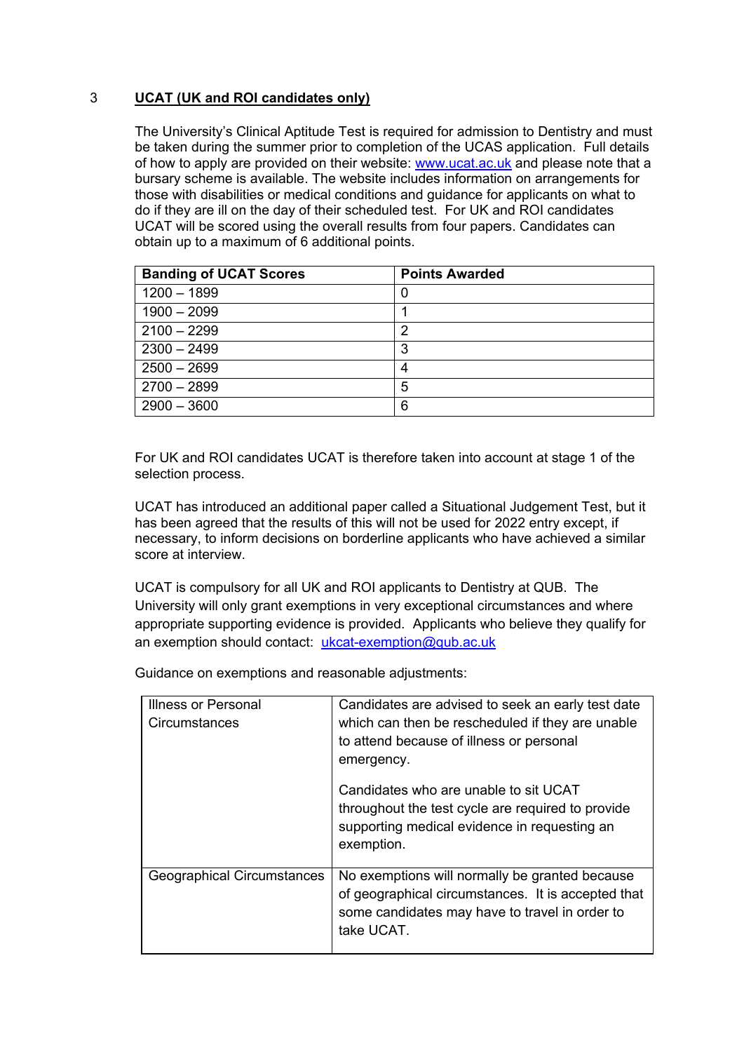## 3 UCAT (UK and ROI candidates only)

The University's Clinical Aptitude Test is required for admission to Dentistry and must be taken during the summer prior to completion of the UCAS application. Full details of how to apply are provided on their website: [www.ucat.ac.uk](http://www.ucat.ac.uk) and please note that a bursary scheme is available. The website includes information on arrangements for those with disabilities or medical conditions and guidance for applicants on what to do if they are ill on the day of their scheduled test. For UK and ROI candidates UCAT will be scored using the overall results from four papers. Candidates can obtain up to a maximum of 6 additional points.

| Banding of UCAT Scores | Points Awarded |
|---|---|
| 1200 – 1899 | 0 |
| 1900 – 2099 | 1 |
| 2100 – 2299 | 2 |
| 2300 – 2499 | 3 |
| 2500 – 2699 | 4 |
| 2700 – 2899 | 5 |
| 2900 – 3600 | 6 |

For UK and ROI candidates UCAT is therefore taken into account at stage 1 of the selection process.

UCAT has introduced an additional paper called a Situational Judgement Test, but it has been agreed that the results of this will not be used for 2022 entry except, if necessary, to inform decisions on borderline applicants who have achieved a similar score at interview.

UCAT is compulsory for all UK and ROI applicants to Dentistry at QUB. The University will only grant exemptions in very exceptional circumstances and where appropriate supporting evidence is provided. Applicants who believe they qualify for an exemption should contact: [ukcat-exemption@qub.ac.uk](mailto:ukcat-exemption@qub.ac.uk)

Guidance on exemptions and reasonable adjustments:

| | |
|---|---|
| Illness or Personal Circumstances | Candidates are advised to seek an early test date which can then be rescheduled if they are unable to attend because of illness or personal emergency.<br><br>Candidates who are unable to sit UCAT throughout the test cycle are required to provide supporting medical evidence in requesting an exemption. |
| Geographical Circumstances | No exemptions will normally be granted because of geographical circumstances. It is accepted that some candidates may have to travel in order to take UCAT. |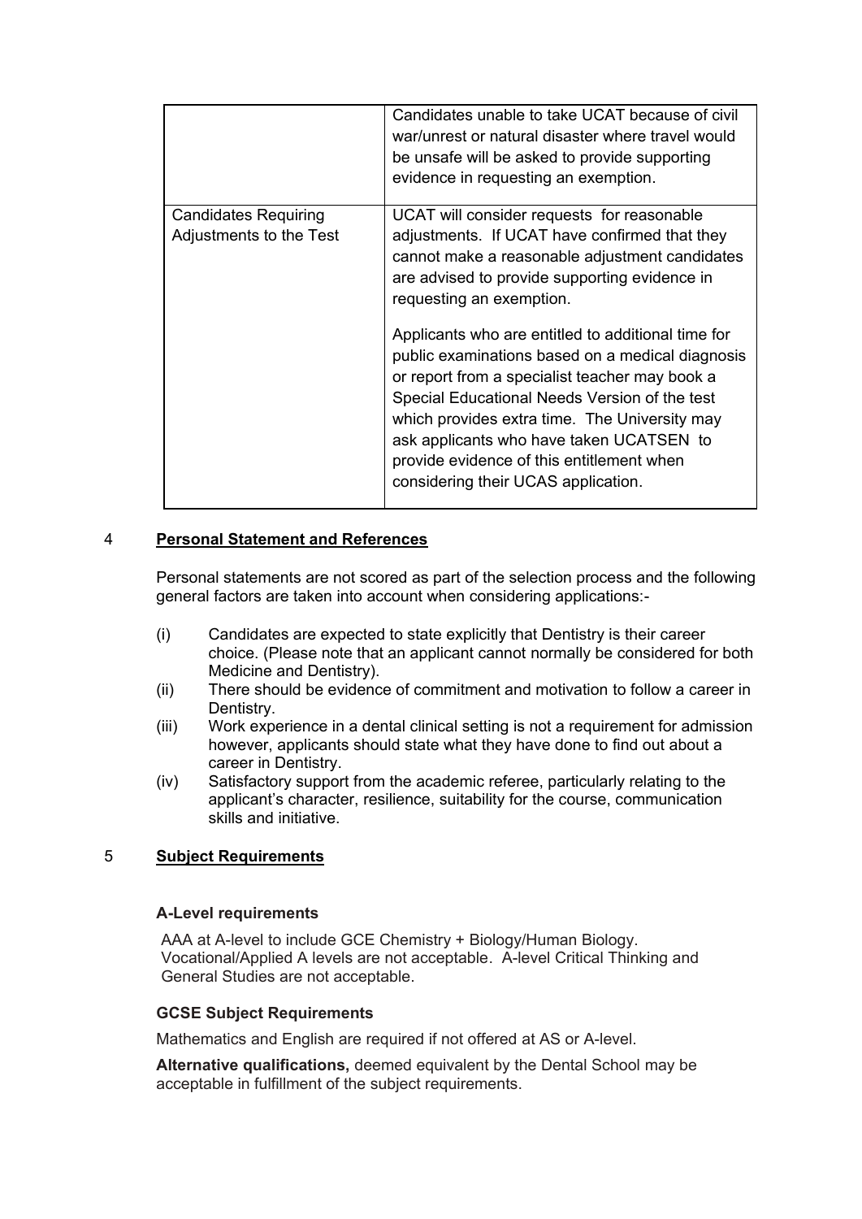| | |
|---|---|
| | Candidates unable to take UCAT because of civil war/unrest or natural disaster where travel would be unsafe will be asked to provide supporting evidence in requesting an exemption. |
| Candidates Requiring Adjustments to the Test | UCAT will consider requests for reasonable adjustments. If UCAT have confirmed that they cannot make a reasonable adjustment candidates are advised to provide supporting evidence in requesting an exemption.<br><br>Applicants who are entitled to additional time for public examinations based on a medical diagnosis or report from a specialist teacher may book a Special Educational Needs Version of the test which provides extra time. The University may ask applicants who have taken UCATSEN to provide evidence of this entitlement when considering their UCAS application. |

## 4 **Personal Statement and References**

Personal statements are not scored as part of the selection process and the following general factors are taken into account when considering applications:-

(i) Candidates are expected to state explicitly that Dentistry is their career choice. (Please note that an applicant cannot normally be considered for both Medicine and Dentistry).

(ii) There should be evidence of commitment and motivation to follow a career in Dentistry.

(iii) Work experience in a dental clinical setting is not a requirement for admission however, applicants should state what they have done to find out about a career in Dentistry.

(iv) Satisfactory support from the academic referee, particularly relating to the applicant's character, resilience, suitability for the course, communication skills and initiative.

## 5 **Subject Requirements**

### A-Level requirements

AAA at A-level to include GCE Chemistry + Biology/Human Biology. Vocational/Applied A levels are not acceptable. A-level Critical Thinking and General Studies are not acceptable.

### GCSE Subject Requirements

Mathematics and English are required if not offered at AS or A-level.

**Alternative qualifications,** deemed equivalent by the Dental School may be acceptable in fulfillment of the subject requirements.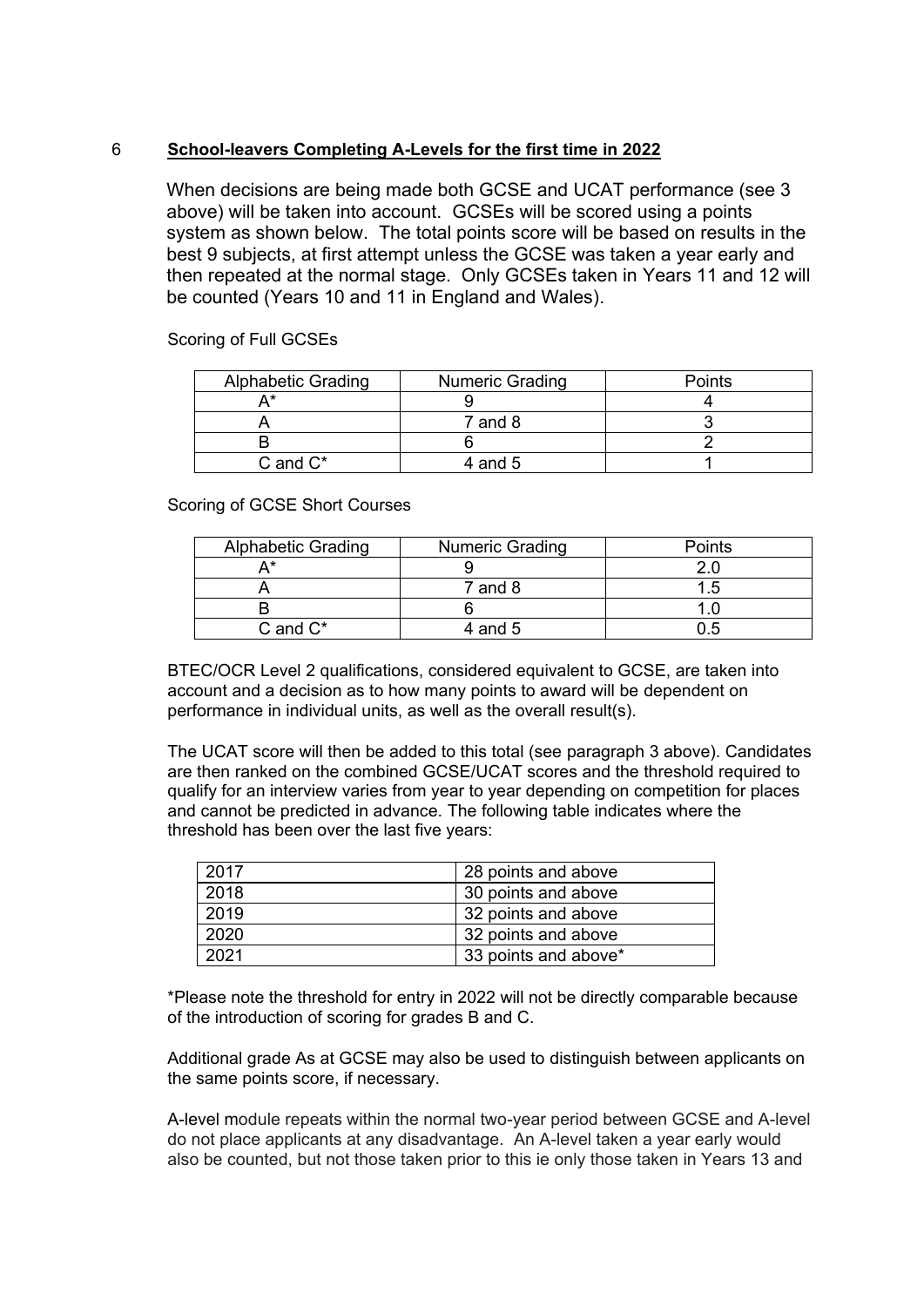## 6 **School-leavers Completing A-Levels for the first time in 2022**

When decisions are being made both GCSE and UCAT performance (see 3 above) will be taken into account. GCSEs will be scored using a points system as shown below. The total points score will be based on results in the best 9 subjects, at first attempt unless the GCSE was taken a year early and then repeated at the normal stage. Only GCSEs taken in Years 11 and 12 will be counted (Years 10 and 11 in England and Wales).

Scoring of Full GCSEs

| Alphabetic Grading | Numeric Grading | Points |
|---|---|---|
| A* | 9 | 4 |
| A | 7 and 8 | 3 |
| B | 6 | 2 |
| C and C* | 4 and 5 | 1 |

Scoring of GCSE Short Courses

| Alphabetic Grading | Numeric Grading | Points |
|---|---|---|
| A* | 9 | 2.0 |
| A | 7 and 8 | 1.5 |
| B | 6 | 1.0 |
| C and C* | 4 and 5 | 0.5 |

BTEC/OCR Level 2 qualifications, considered equivalent to GCSE, are taken into account and a decision as to how many points to award will be dependent on performance in individual units, as well as the overall result(s).

The UCAT score will then be added to this total (see paragraph 3 above). Candidates are then ranked on the combined GCSE/UCAT scores and the threshold required to qualify for an interview varies from year to year depending on competition for places and cannot be predicted in advance. The following table indicates where the threshold has been over the last five years:

| | |
|---|---|
| 2017 | 28 points and above |
| 2018 | 30 points and above |
| 2019 | 32 points and above |
| 2020 | 32 points and above |
| 2021 | 33 points and above* |

*Please note the threshold for entry in 2022 will not be directly comparable because of the introduction of scoring for grades B and C.

Additional grade As at GCSE may also be used to distinguish between applicants on the same points score, if necessary.

A-level module repeats within the normal two-year period between GCSE and A-level do not place applicants at any disadvantage. An A-level taken a year early would also be counted, but not those taken prior to this ie only those taken in Years 13 and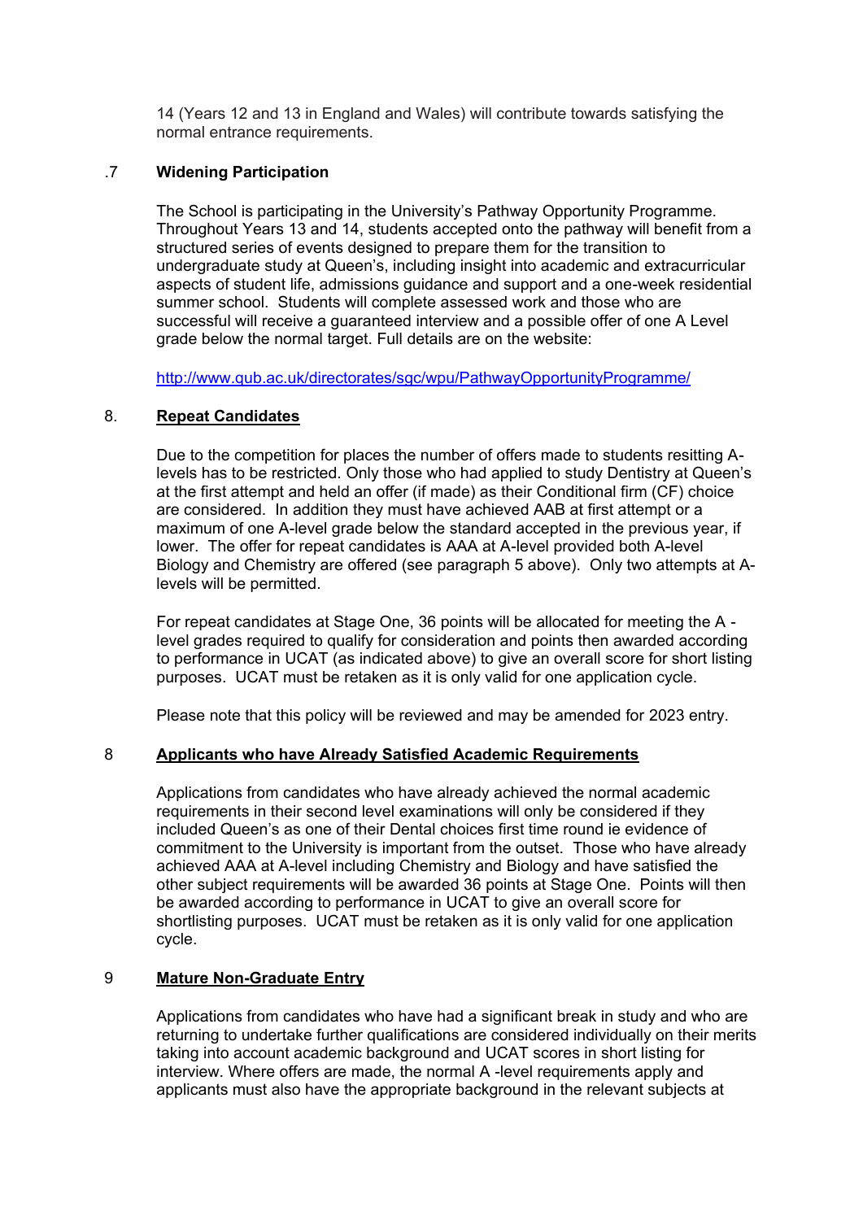14 (Years 12 and 13 in England and Wales) will contribute towards satisfying the normal entrance requirements.

### .7 Widening Participation

The School is participating in the University's Pathway Opportunity Programme. Throughout Years 13 and 14, students accepted onto the pathway will benefit from a structured series of events designed to prepare them for the transition to undergraduate study at Queen's, including insight into academic and extracurricular aspects of student life, admissions guidance and support and a one-week residential summer school. Students will complete assessed work and those who are successful will receive a guaranteed interview and a possible offer of one A Level grade below the normal target. Full details are on the website:

http://www.qub.ac.uk/directorates/sgc/wpu/PathwayOpportunityProgramme/

### 8. Repeat Candidates

Due to the competition for places the number of offers made to students resitting A-levels has to be restricted. Only those who had applied to study Dentistry at Queen's at the first attempt and held an offer (if made) as their Conditional firm (CF) choice are considered. In addition they must have achieved AAB at first attempt or a maximum of one A-level grade below the standard accepted in the previous year, if lower. The offer for repeat candidates is AAA at A-level provided both A-level Biology and Chemistry are offered (see paragraph 5 above). Only two attempts at A-levels will be permitted.

For repeat candidates at Stage One, 36 points will be allocated for meeting the A -level grades required to qualify for consideration and points then awarded according to performance in UCAT (as indicated above) to give an overall score for short listing purposes. UCAT must be retaken as it is only valid for one application cycle.

Please note that this policy will be reviewed and may be amended for 2023 entry.

### 8 Applicants who have Already Satisfied Academic Requirements

Applications from candidates who have already achieved the normal academic requirements in their second level examinations will only be considered if they included Queen's as one of their Dental choices first time round ie evidence of commitment to the University is important from the outset. Those who have already achieved AAA at A-level including Chemistry and Biology and have satisfied the other subject requirements will be awarded 36 points at Stage One. Points will then be awarded according to performance in UCAT to give an overall score for shortlisting purposes. UCAT must be retaken as it is only valid for one application cycle.

### 9 Mature Non-Graduate Entry

Applications from candidates who have had a significant break in study and who are returning to undertake further qualifications are considered individually on their merits taking into account academic background and UCAT scores in short listing for interview. Where offers are made, the normal A -level requirements apply and applicants must also have the appropriate background in the relevant subjects at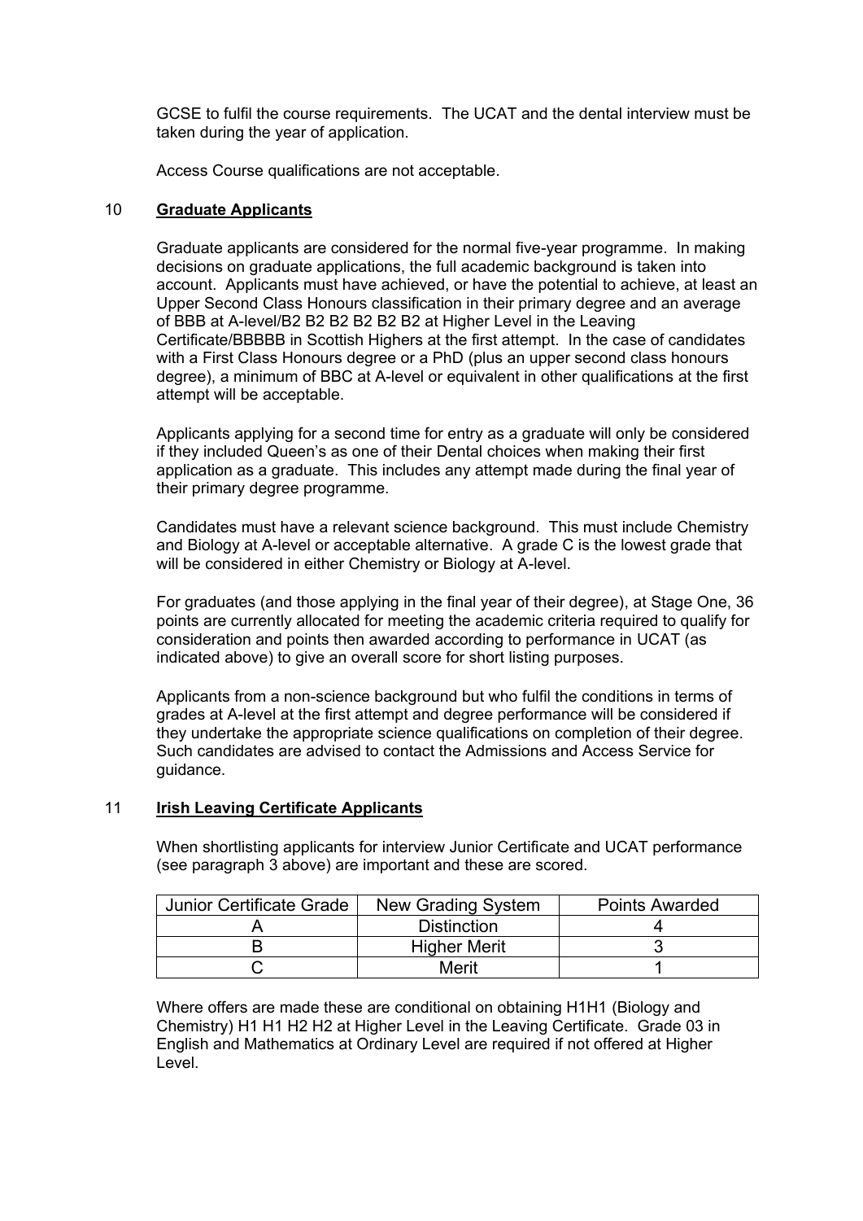GCSE to fulfil the course requirements. The UCAT and the dental interview must be taken during the year of application.

Access Course qualifications are not acceptable.

## 10 **Graduate Applicants**

Graduate applicants are considered for the normal five-year programme. In making decisions on graduate applications, the full academic background is taken into account. Applicants must have achieved, or have the potential to achieve, at least an Upper Second Class Honours classification in their primary degree and an average of BBB at A-level/B2 B2 B2 B2 B2 B2 at Higher Level in the Leaving Certificate/BBBBB in Scottish Highers at the first attempt. In the case of candidates with a First Class Honours degree or a PhD (plus an upper second class honours degree), a minimum of BBC at A-level or equivalent in other qualifications at the first attempt will be acceptable.

Applicants applying for a second time for entry as a graduate will only be considered if they included Queen's as one of their Dental choices when making their first application as a graduate. This includes any attempt made during the final year of their primary degree programme.

Candidates must have a relevant science background. This must include Chemistry and Biology at A-level or acceptable alternative. A grade C is the lowest grade that will be considered in either Chemistry or Biology at A-level.

For graduates (and those applying in the final year of their degree), at Stage One, 36 points are currently allocated for meeting the academic criteria required to qualify for consideration and points then awarded according to performance in UCAT (as indicated above) to give an overall score for short listing purposes.

Applicants from a non-science background but who fulfil the conditions in terms of grades at A-level at the first attempt and degree performance will be considered if they undertake the appropriate science qualifications on completion of their degree. Such candidates are advised to contact the Admissions and Access Service for guidance.

## 11 **Irish Leaving Certificate Applicants**

When shortlisting applicants for interview Junior Certificate and UCAT performance (see paragraph 3 above) are important and these are scored.

| Junior Certificate Grade | New Grading System | Points Awarded |
|---|---|---|
| A | Distinction | 4 |
| B | Higher Merit | 3 |
| C | Merit | 1 |

Where offers are made these are conditional on obtaining H1H1 (Biology and Chemistry) H1 H1 H2 H2 at Higher Level in the Leaving Certificate. Grade 03 in English and Mathematics at Ordinary Level are required if not offered at Higher Level.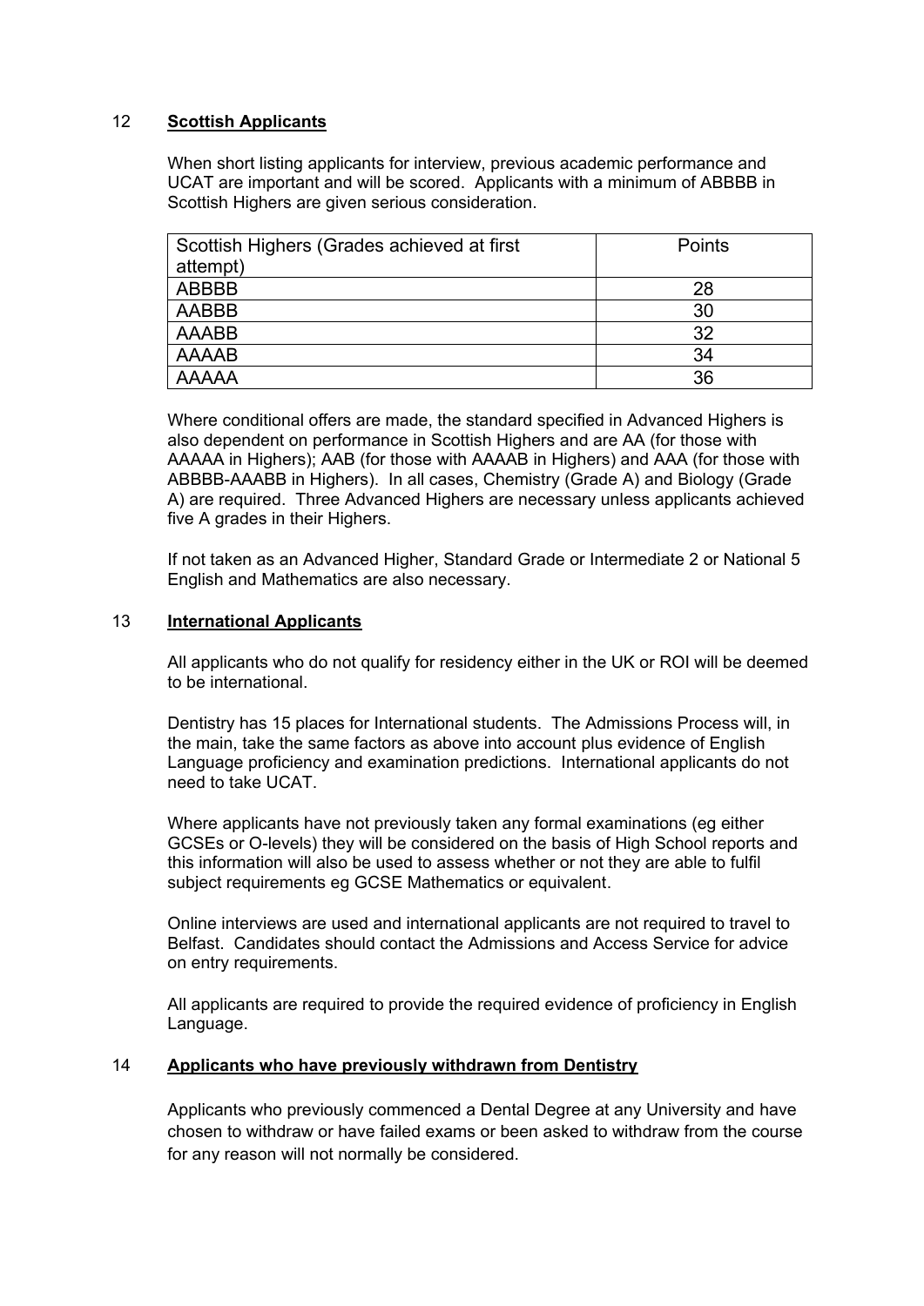## 12 **Scottish Applicants**

When short listing applicants for interview, previous academic performance and UCAT are important and will be scored. Applicants with a minimum of ABBBB in Scottish Highers are given serious consideration.

| Scottish Highers (Grades achieved at first attempt) | Points |
|---|---|
| ABBBB | 28 |
| AABBB | 30 |
| AAABB | 32 |
| AAAAB | 34 |
| AAAAA | 36 |

Where conditional offers are made, the standard specified in Advanced Highers is also dependent on performance in Scottish Highers and are AA (for those with AAAAA in Highers); AAB (for those with AAAAB in Highers) and AAA (for those with ABBBB-AAABB in Highers). In all cases, Chemistry (Grade A) and Biology (Grade A) are required. Three Advanced Highers are necessary unless applicants achieved five A grades in their Highers.

If not taken as an Advanced Higher, Standard Grade or Intermediate 2 or National 5 English and Mathematics are also necessary.

## 13 **International Applicants**

All applicants who do not qualify for residency either in the UK or ROI will be deemed to be international.

Dentistry has 15 places for International students. The Admissions Process will, in the main, take the same factors as above into account plus evidence of English Language proficiency and examination predictions. International applicants do not need to take UCAT.

Where applicants have not previously taken any formal examinations (eg either GCSEs or O-levels) they will be considered on the basis of High School reports and this information will also be used to assess whether or not they are able to fulfil subject requirements eg GCSE Mathematics or equivalent.

Online interviews are used and international applicants are not required to travel to Belfast. Candidates should contact the Admissions and Access Service for advice on entry requirements.

All applicants are required to provide the required evidence of proficiency in English Language.

## 14 **Applicants who have previously withdrawn from Dentistry**

Applicants who previously commenced a Dental Degree at any University and have chosen to withdraw or have failed exams or been asked to withdraw from the course for any reason will not normally be considered.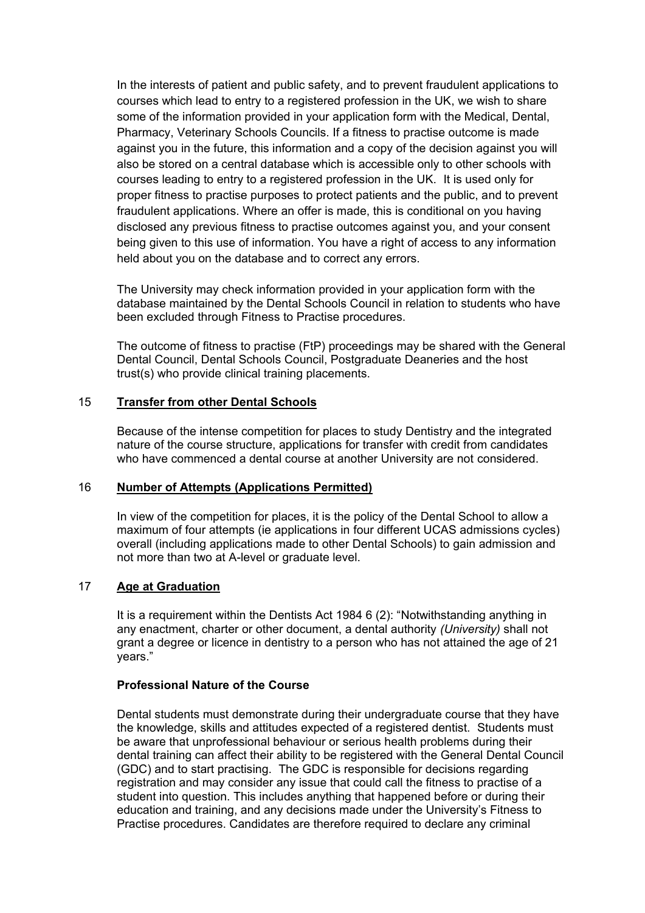In the interests of patient and public safety, and to prevent fraudulent applications to courses which lead to entry to a registered profession in the UK, we wish to share some of the information provided in your application form with the Medical, Dental, Pharmacy, Veterinary Schools Councils. If a fitness to practise outcome is made against you in the future, this information and a copy of the decision against you will also be stored on a central database which is accessible only to other schools with courses leading to entry to a registered profession in the UK. It is used only for proper fitness to practise purposes to protect patients and the public, and to prevent fraudulent applications. Where an offer is made, this is conditional on you having disclosed any previous fitness to practise outcomes against you, and your consent being given to this use of information. You have a right of access to any information held about you on the database and to correct any errors.

The University may check information provided in your application form with the database maintained by the Dental Schools Council in relation to students who have been excluded through Fitness to Practise procedures.

The outcome of fitness to practise (FtP) proceedings may be shared with the General Dental Council, Dental Schools Council, Postgraduate Deaneries and the host trust(s) who provide clinical training placements.

## 15 Transfer from other Dental Schools

Because of the intense competition for places to study Dentistry and the integrated nature of the course structure, applications for transfer with credit from candidates who have commenced a dental course at another University are not considered.

## 16 Number of Attempts (Applications Permitted)

In view of the competition for places, it is the policy of the Dental School to allow a maximum of four attempts (ie applications in four different UCAS admissions cycles) overall (including applications made to other Dental Schools) to gain admission and not more than two at A-level or graduate level.

## 17 Age at Graduation

It is a requirement within the Dentists Act 1984 6 (2): "Notwithstanding anything in any enactment, charter or other document, a dental authority *(University)* shall not grant a degree or licence in dentistry to a person who has not attained the age of 21 years."

### Professional Nature of the Course

Dental students must demonstrate during their undergraduate course that they have the knowledge, skills and attitudes expected of a registered dentist. Students must be aware that unprofessional behaviour or serious health problems during their dental training can affect their ability to be registered with the General Dental Council (GDC) and to start practising. The GDC is responsible for decisions regarding registration and may consider any issue that could call the fitness to practise of a student into question. This includes anything that happened before or during their education and training, and any decisions made under the University's Fitness to Practise procedures. Candidates are therefore required to declare any criminal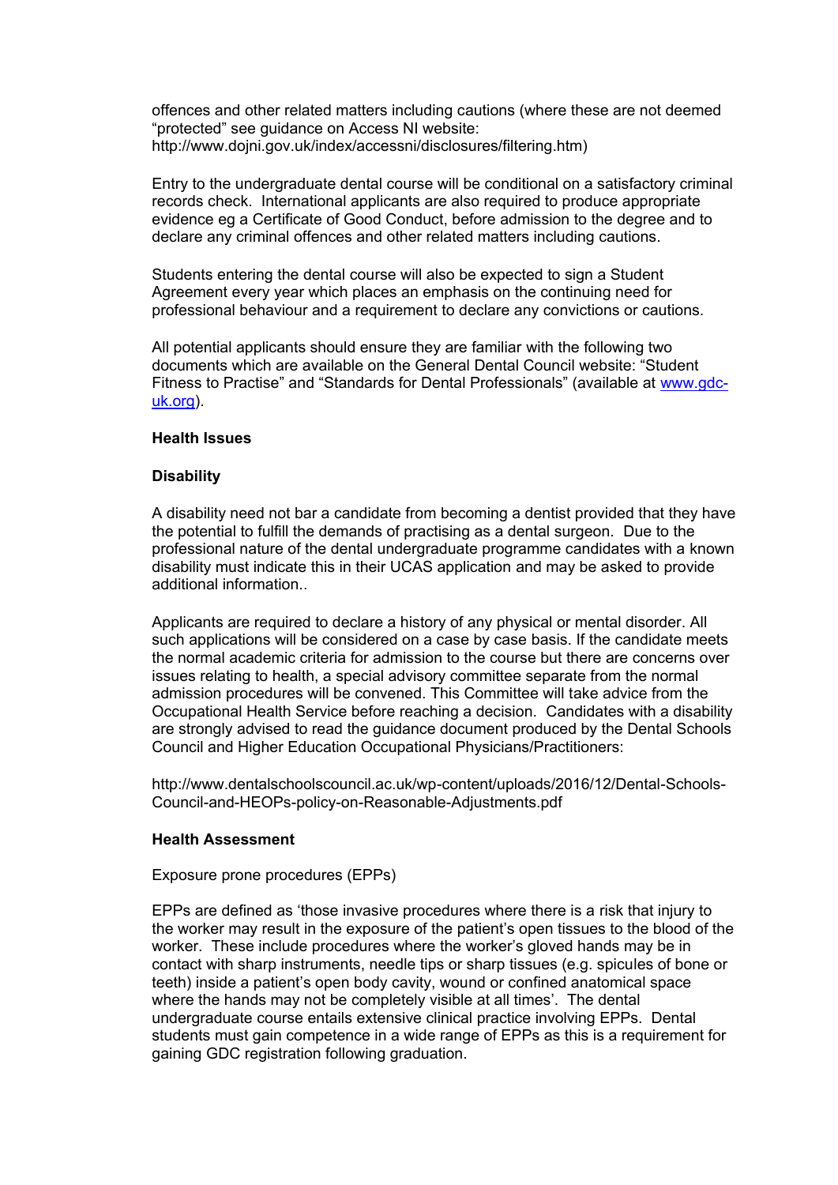offences and other related matters including cautions (where these are not deemed "protected" see guidance on Access NI website: http://www.dojni.gov.uk/index/accessni/disclosures/filtering.htm)

Entry to the undergraduate dental course will be conditional on a satisfactory criminal records check. International applicants are also required to produce appropriate evidence eg a Certificate of Good Conduct, before admission to the degree and to declare any criminal offences and other related matters including cautions.

Students entering the dental course will also be expected to sign a Student Agreement every year which places an emphasis on the continuing need for professional behaviour and a requirement to declare any convictions or cautions.

All potential applicants should ensure they are familiar with the following two documents which are available on the General Dental Council website: "Student Fitness to Practise" and "Standards for Dental Professionals" (available at [www.gdc-uk.org](www.gdc-uk.org)).

**Health Issues**

**Disability**

A disability need not bar a candidate from becoming a dentist provided that they have the potential to fulfill the demands of practising as a dental surgeon. Due to the professional nature of the dental undergraduate programme candidates with a known disability must indicate this in their UCAS application and may be asked to provide additional information..

Applicants are required to declare a history of any physical or mental disorder. All such applications will be considered on a case by case basis. If the candidate meets the normal academic criteria for admission to the course but there are concerns over issues relating to health, a special advisory committee separate from the normal admission procedures will be convened. This Committee will take advice from the Occupational Health Service before reaching a decision. Candidates with a disability are strongly advised to read the guidance document produced by the Dental Schools Council and Higher Education Occupational Physicians/Practitioners:

http://www.dentalschoolscouncil.ac.uk/wp-content/uploads/2016/12/Dental-Schools-Council-and-HEOPs-policy-on-Reasonable-Adjustments.pdf

**Health Assessment**

Exposure prone procedures (EPPs)

EPPs are defined as 'those invasive procedures where there is a risk that injury to the worker may result in the exposure of the patient's open tissues to the blood of the worker. These include procedures where the worker's gloved hands may be in contact with sharp instruments, needle tips or sharp tissues (e.g. spicules of bone or teeth) inside a patient's open body cavity, wound or confined anatomical space where the hands may not be completely visible at all times'. The dental undergraduate course entails extensive clinical practice involving EPPs. Dental students must gain competence in a wide range of EPPs as this is a requirement for gaining GDC registration following graduation.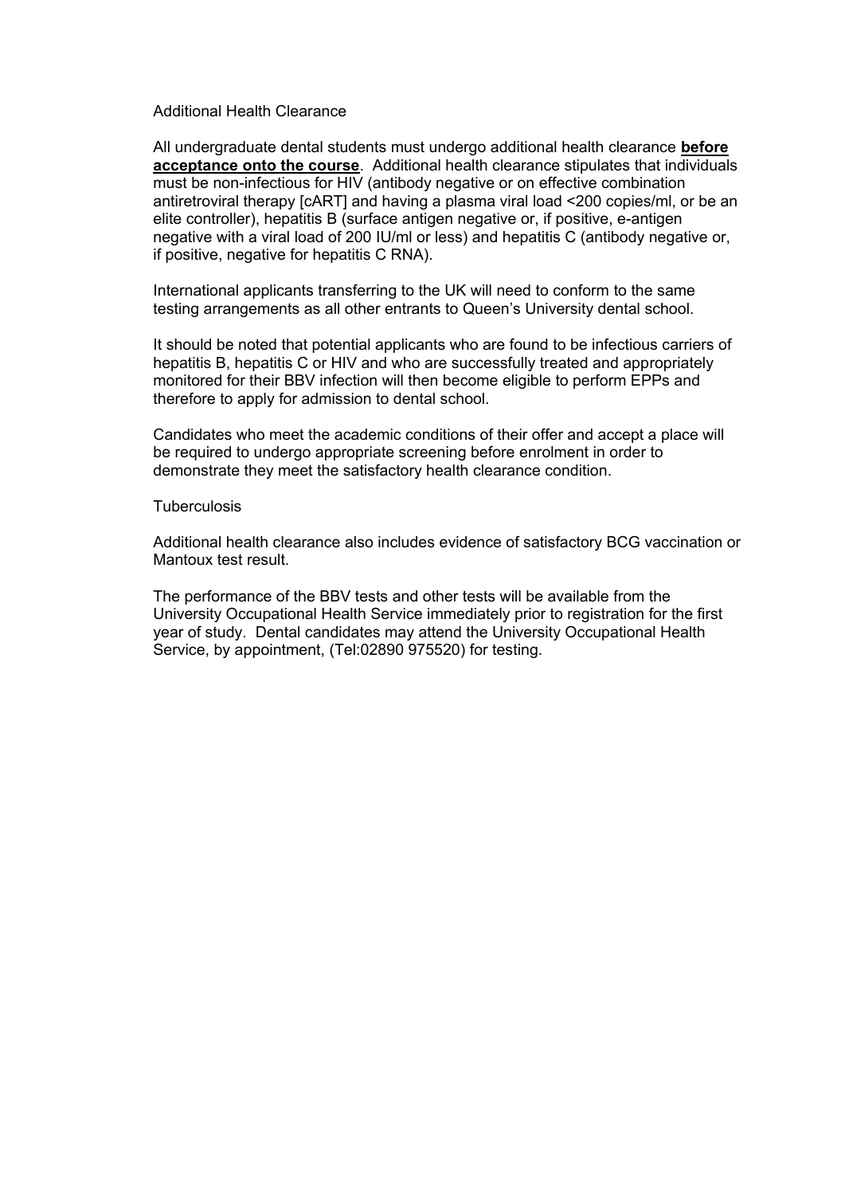## Additional Health Clearance

All undergraduate dental students must undergo additional health clearance **before acceptance onto the course**. Additional health clearance stipulates that individuals must be non-infectious for HIV (antibody negative or on effective combination antiretroviral therapy [cART] and having a plasma viral load <200 copies/ml, or be an elite controller), hepatitis B (surface antigen negative or, if positive, e-antigen negative with a viral load of 200 IU/ml or less) and hepatitis C (antibody negative or, if positive, negative for hepatitis C RNA).

International applicants transferring to the UK will need to conform to the same testing arrangements as all other entrants to Queen's University dental school.

It should be noted that potential applicants who are found to be infectious carriers of hepatitis B, hepatitis C or HIV and who are successfully treated and appropriately monitored for their BBV infection will then become eligible to perform EPPs and therefore to apply for admission to dental school.

Candidates who meet the academic conditions of their offer and accept a place will be required to undergo appropriate screening before enrolment in order to demonstrate they meet the satisfactory health clearance condition.

## Tuberculosis

Additional health clearance also includes evidence of satisfactory BCG vaccination or Mantoux test result.

The performance of the BBV tests and other tests will be available from the University Occupational Health Service immediately prior to registration for the first year of study. Dental candidates may attend the University Occupational Health Service, by appointment, (Tel:02890 975520) for testing.